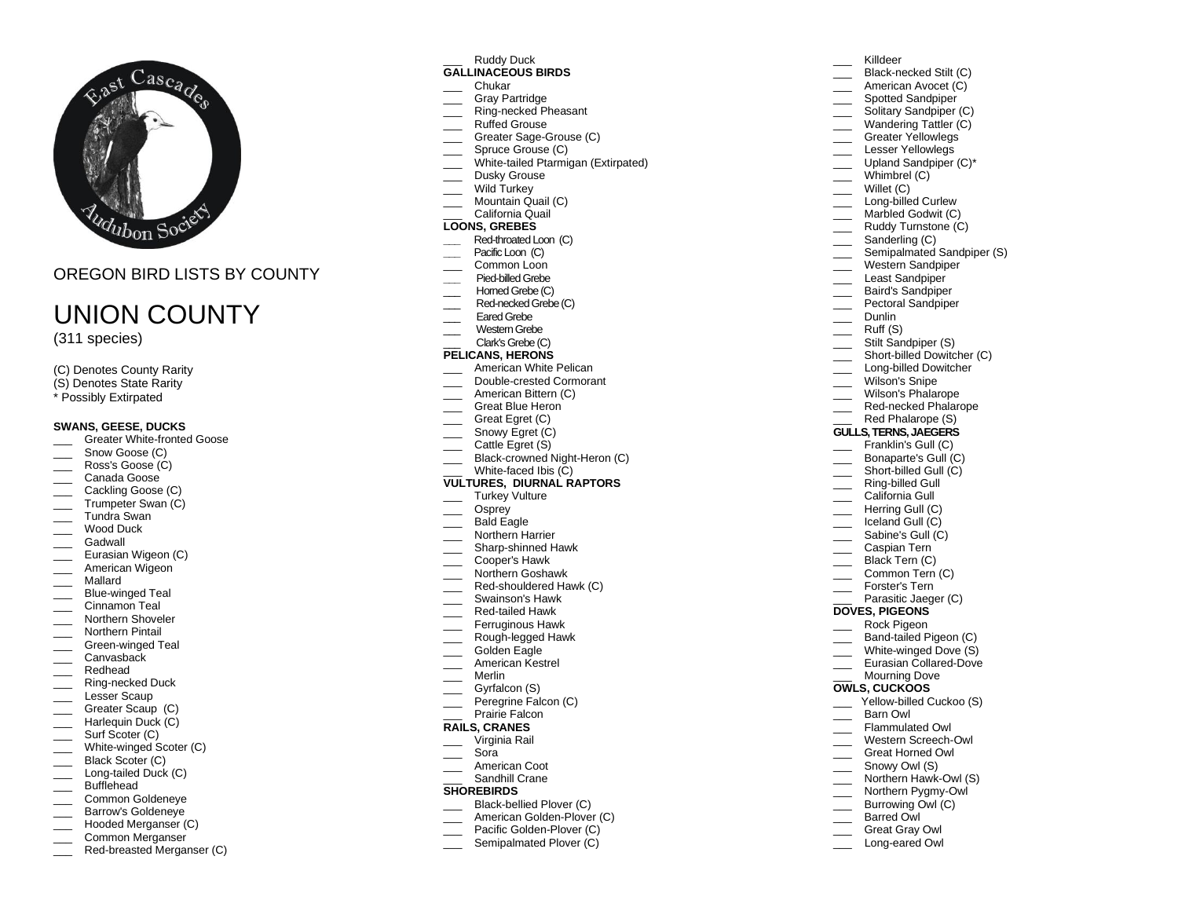OREGON BIRD LISTS BY COUNTY

# UNION COUNTY

(311 species)

(C) Denotes County Rarity
(S) Denotes State Rarity
\* Possibly Extirpated

**SWANS, GEESE, DUCKS**

- ___ Greater White-fronted Goose
- ___ Snow Goose (C)
- ___ Ross's Goose (C)
- ___ Canada Goose
- ___ Cackling Goose (C)
- ___ Trumpeter Swan (C)
- ___ Tundra Swan
- ___ Wood Duck
- ___ Gadwall
- ___ Eurasian Wigeon (C)
- ___ American Wigeon
- ___ Mallard
- ___ Blue-winged Teal
- ___ Cinnamon Teal
- ___ Northern Shoveler
- ___ Northern Pintail
- ___ Green-winged Teal
- ___ Canvasback
- ___ Redhead
- ___ Ring-necked Duck
- ___ Lesser Scaup
- ___ Greater Scaup (C)
- ___ Harlequin Duck (C)
- ___ Surf Scoter (C)
- ___ White-winged Scoter (C)
- ___ Black Scoter (C)
- ___ Long-tailed Duck (C)
- ___ Bufflehead
- ___ Common Goldeneye
- ___ Barrow's Goldeneye
- ___ Hooded Merganser (C)
- ___ Common Merganser
- ___ Red-breasted Merganser (C)
- ___ Ruddy Duck

**GALLINACEOUS BIRDS**

- ___ Chukar
- ___ Gray Partridge
- ___ Ring-necked Pheasant
- ___ Ruffed Grouse
- ___ Greater Sage-Grouse (C)
- ___ Spruce Grouse (C)
- ___ White-tailed Ptarmigan (Extirpated)
- ___ Dusky Grouse
- ___ Wild Turkey
- ___ Mountain Quail (C)
- ___ California Quail

**LOONS, GREBES**

- ___ Red-throated Loon (C)
- ___ Pacific Loon (C)
- ___ Common Loon
- ___ Pied-billed Grebe
- ___ Horned Grebe (C)
- ___ Red-necked Grebe (C)
- ___ Eared Grebe
- ___ Western Grebe
- ___ Clark's Grebe (C)

**PELICANS, HERONS**

- ___ American White Pelican
- ___ Double-crested Cormorant
- ___ American Bittern (C)
- ___ Great Blue Heron
- ___ Great Egret (C)
- ___ Snowy Egret (C)
- ___ Cattle Egret (S)
- ___ Black-crowned Night-Heron (C)
- ___ White-faced Ibis (C)

**VULTURES, DIURNAL RAPTORS**

- ___ Turkey Vulture
- ___ Osprey
- ___ Bald Eagle
- ___ Northern Harrier
- ___ Sharp-shinned Hawk
- ___ Cooper's Hawk
- ___ Northern Goshawk
- ___ Red-shouldered Hawk (C)
- ___ Swainson's Hawk
- ___ Red-tailed Hawk
- ___ Ferruginous Hawk
- ___ Rough-legged Hawk
- ___ Golden Eagle
- ___ American Kestrel
- ___ Merlin
- ___ Gyrfalcon (S)
- ___ Peregrine Falcon (C)
- ___ Prairie Falcon

**RAILS, CRANES**

- ___ Virginia Rail
- ___ Sora
- ___ American Coot
- ___ Sandhill Crane

**SHOREBIRDS**

- ___ Black-bellied Plover (C)
- ___ American Golden-Plover (C)
- ___ Pacific Golden-Plover (C)
- ___ Semipalmated Plover (C)
- ___ Killdeer
- ___ Black-necked Stilt (C)
- ___ American Avocet (C)
- ___ Spotted Sandpiper
- ___ Solitary Sandpiper (C)
- ___ Wandering Tattler (C)
- ___ Greater Yellowlegs
- ___ Lesser Yellowlegs
- ___ Upland Sandpiper (C)*
- ___ Whimbrel (C)
- ___ Willet (C)
- ___ Long-billed Curlew
- ___ Marbled Godwit (C)
- ___ Ruddy Turnstone (C)
- ___ Sanderling (C)
- ___ Semipalmated Sandpiper (S)
- ___ Western Sandpiper
- ___ Least Sandpiper
- ___ Baird's Sandpiper
- ___ Pectoral Sandpiper
- ___ Dunlin
- ___ Ruff (S)
- ___ Stilt Sandpiper (S)
- ___ Short-billed Dowitcher (C)
- ___ Long-billed Dowitcher
- ___ Wilson's Snipe
- ___ Wilson's Phalarope
- ___ Red-necked Phalarope
- ___ Red Phalarope (S)

**GULLS, TERNS, JAEGERS**

- ___ Franklin's Gull (C)
- ___ Bonaparte's Gull (C)
- ___ Short-billed Gull (C)
- ___ Ring-billed Gull
- ___ California Gull
- ___ Herring Gull (C)
- ___ Iceland Gull (C)
- ___ Sabine's Gull (C)
- ___ Caspian Tern
- ___ Black Tern (C)
- ___ Common Tern (C)
- ___ Forster's Tern
- ___ Parasitic Jaeger (C)

**DOVES, PIGEONS**

- ___ Rock Pigeon
- ___ Band-tailed Pigeon (C)
- ___ White-winged Dove (S)
- ___ Eurasian Collared-Dove
- ___ Mourning Dove

**OWLS, CUCKOOS**

- ___ Yellow-billed Cuckoo (S)
- ___ Barn Owl
- ___ Flammulated Owl
- ___ Western Screech-Owl
- ___ Great Horned Owl
- ___ Snowy Owl (S)
- ___ Northern Hawk-Owl (S)
- ___ Northern Pygmy-Owl
- ___ Burrowing Owl (C)
- ___ Barred Owl
- ___ Great Gray Owl
- ___ Long-eared Owl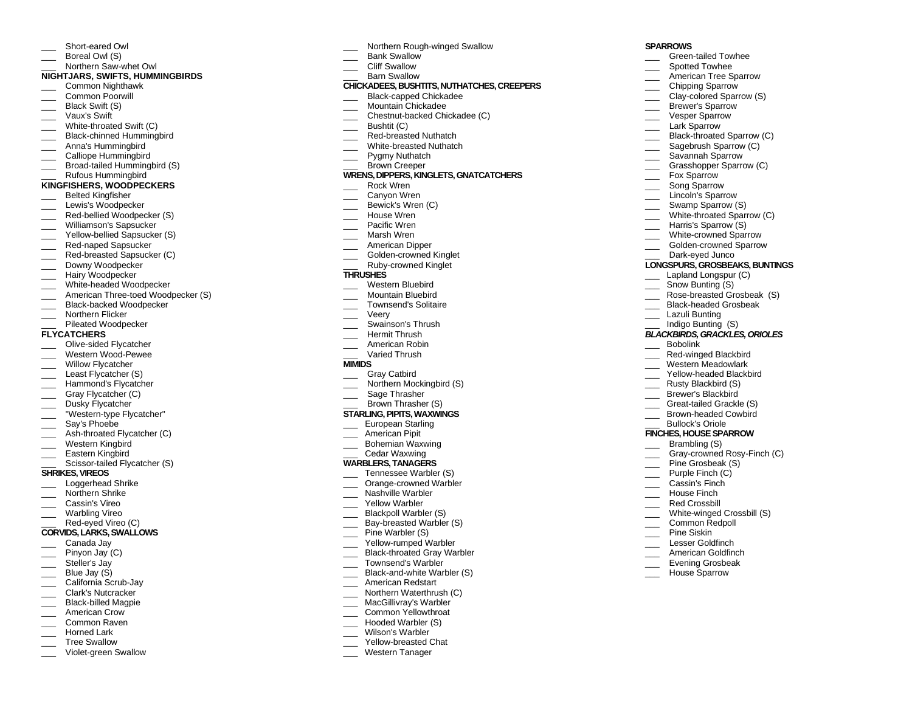- ___ Short-eared Owl
- ___ Boreal Owl (S)
- ___ Northern Saw-whet Owl

**NIGHTJARS, SWIFTS, HUMMINGBIRDS**

- ___ Common Nighthawk
- ___ Common Poorwill
- ___ Black Swift (S)
- ___ Vaux's Swift
- ___ White-throated Swift (C)
- ___ Black-chinned Hummingbird
- ___ Anna's Hummingbird
- ___ Calliope Hummingbird
- ___ Broad-tailed Hummingbird (S)
- ___ Rufous Hummingbird

**KINGFISHERS, WOODPECKERS**

- ___ Belted Kingfisher
- ___ Lewis's Woodpecker
- ___ Red-bellied Woodpecker (S)
- ___ Williamson's Sapsucker
- ___ Yellow-bellied Sapsucker (S)
- ___ Red-naped Sapsucker
- ___ Red-breasted Sapsucker (C)
- ___ Downy Woodpecker
- ___ Hairy Woodpecker
- ___ White-headed Woodpecker
- ___ American Three-toed Woodpecker (S)
- ___ Black-backed Woodpecker
- ___ Northern Flicker
- ___ Pileated Woodpecker

**FLYCATCHERS**

- ___ Olive-sided Flycatcher
- ___ Western Wood-Pewee
- ___ Willow Flycatcher
- ___ Least Flycatcher (S)
- ___ Hammond's Flycatcher
- ___ Gray Flycatcher (C)
- ___ Dusky Flycatcher
- ___ "Western-type Flycatcher"
- ___ Say's Phoebe
- ___ Ash-throated Flycatcher (C)
- ___ Western Kingbird
- ___ Eastern Kingbird
- ___ Scissor-tailed Flycatcher (S)

**SHRIKES, VIREOS**

- ___ Loggerhead Shrike
- ___ Northern Shrike
- ___ Cassin's Vireo
- ___ Warbling Vireo
- ___ Red-eyed Vireo (C)

**CORVIDS, LARKS, SWALLOWS**

- ___ Canada Jay
- ___ Pinyon Jay (C)
- ___ Steller's Jay
- ___ Blue Jay (S)
- ___ California Scrub-Jay
- ___ Clark's Nutcracker
- ___ Black-billed Magpie
- ___ American Crow
- ___ Common Raven
- ___ Horned Lark
- ___ Tree Swallow
- ___ Violet-green Swallow
- ___ Northern Rough-winged Swallow
- ___ Bank Swallow
- ___ Cliff Swallow
- ___ Barn Swallow

**CHICKADEES, BUSHTITS, NUTHATCHES, CREEPERS**

- ___ Black-capped Chickadee
- ___ Mountain Chickadee
- ___ Chestnut-backed Chickadee (C)
- ___ Bushtit (C)
- ___ Red-breasted Nuthatch
- ___ White-breasted Nuthatch
- ___ Pygmy Nuthatch
- ___ Brown Creeper

**WRENS, DIPPERS, KINGLETS, GNATCATCHERS**

- ___ Rock Wren
- ___ Canyon Wren
- ___ Bewick's Wren (C)
- ___ House Wren
- ___ Pacific Wren
- ___ Marsh Wren
- ___ American Dipper
- ___ Golden-crowned Kinglet
- ___ Ruby-crowned Kinglet

**THRUSHES**

- ___ Western Bluebird
- ___ Mountain Bluebird
- ___ Townsend's Solitaire
- ___ Veery
- ___ Swainson's Thrush
- ___ Hermit Thrush
- ___ American Robin
- ___ Varied Thrush

**MIMIDS**

- ___ Gray Catbird
- ___ Northern Mockingbird (S)
- ___ Sage Thrasher
- ___ Brown Thrasher (S)

**STARLING, PIPITS, WAXWINGS**

- ___ European Starling
- ___ American Pipit
- ___ Bohemian Waxwing
- ___ Cedar Waxwing

**WARBLERS, TANAGERS**

- ___ Tennessee Warbler (S)
- ___ Orange-crowned Warbler
- ___ Nashville Warbler
- ___ Yellow Warbler
- ___ Blackpoll Warbler (S)
- ___ Bay-breasted Warbler (S)
- ___ Pine Warbler (S)
- ___ Yellow-rumped Warbler
- ___ Black-throated Gray Warbler
- ___ Townsend's Warbler
- ___ Black-and-white Warbler (S)
- ___ American Redstart
- ___ Northern Waterthrush (C)
- ___ MacGillivray's Warbler
- ___ Common Yellowthroat
- ___ Hooded Warbler (S)
- ___ Wilson's Warbler
- ___ Yellow-breasted Chat
- ___ Western Tanager

**SPARROWS**

- ___ Green-tailed Towhee
- ___ Spotted Towhee
- ___ American Tree Sparrow
- ___ Chipping Sparrow
- ___ Clay-colored Sparrow (S)
- ___ Brewer's Sparrow
- ___ Vesper Sparrow
- ___ Lark Sparrow
- ___ Black-throated Sparrow (C)
- ___ Sagebrush Sparrow (C)
- ___ Savannah Sparrow
- ___ Grasshopper Sparrow (C)
- ___ Fox Sparrow
- ___ Song Sparrow
- ___ Lincoln's Sparrow
- ___ Swamp Sparrow (S)
- ___ White-throated Sparrow (C)
- ___ Harris's Sparrow (S)
- ___ White-crowned Sparrow
- ___ Golden-crowned Sparrow
- ___ Dark-eyed Junco

**LONGSPURS, GROSBEAKS, BUNTINGS**

- ___ Lapland Longspur (C)
- ___ Snow Bunting (S)
- ___ Rose-breasted Grosbeak (S)
- ___ Black-headed Grosbeak
- ___ Lazuli Bunting
- ___ Indigo Bunting (S)

***BLACKBIRDS, GRACKLES, ORIOLES***

- ___ Bobolink
- ___ Red-winged Blackbird
- ___ Western Meadowlark
- ___ Yellow-headed Blackbird
- ___ Rusty Blackbird (S)
- ___ Brewer's Blackbird
- ___ Great-tailed Grackle (S)
- ___ Brown-headed Cowbird
- ___ Bullock's Oriole

**FINCHES, HOUSE SPARROW**

- ___ Brambling (S)
- ___ Gray-crowned Rosy-Finch (C)
- ___ Pine Grosbeak (S)
- ___ Purple Finch (C)
- ___ Cassin's Finch
- ___ House Finch
- ___ Red Crossbill
- ___ White-winged Crossbill (S)
- ___ Common Redpoll
- ___ Pine Siskin
- ___ Lesser Goldfinch
- ___ American Goldfinch
- ___ Evening Grosbeak
- ___ House Sparrow